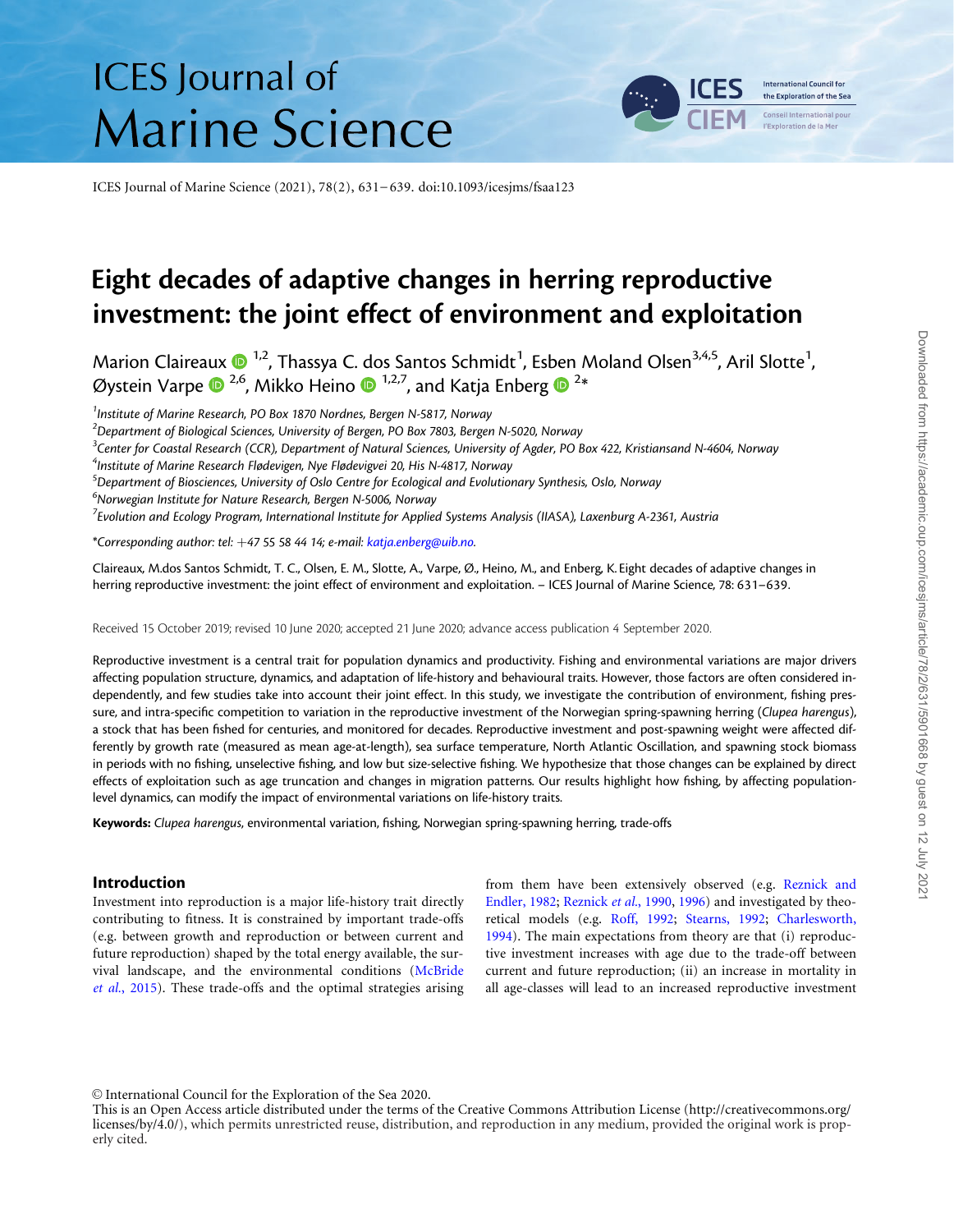# Eight decades of adaptive changes in herring reproductive investment: the joint effect of environment and exploitation

Marion Claireaux [1,2], Thassya C. dos Santos Schmidt [1], Esben Moland Olsen [3,4,5], Aril Slotte [1], Øystein Varpe [2,6], Mikko Heino [1,2,7], and Katja Enberg [2*]

[1] Institute of Marine Research, PO Box 1870 Nordnes, Bergen N-5817, Norway
[2] Department of Biological Sciences, University of Bergen, PO Box 7803, Bergen N-5020, Norway
[3] Center for Coastal Research (CCR), Department of Natural Sciences, University of Agder, PO Box 422, Kristiansand N-4604, Norway
[4] Institute of Marine Research Flødevigen, Nye Flødevigvei 20, His N-4817, Norway
[5] Department of Biosciences, University of Oslo Centre for Ecological and Evolutionary Synthesis, Oslo, Norway
[6] Norwegian Institute for Nature Research, Bergen N-5006, Norway
[7] Evolution and Ecology Program, International Institute for Applied Systems Analysis (IIASA), Laxenburg A-2361, Austria

*Corresponding author: tel: +47 55 58 44 14; e-mail: katja.enberg@uib.no.

Claireaux, M.dos Santos Schmidt, T. C., Olsen, E. M., Slotte, A., Varpe, Ø., Heino, M., and Enberg, K. Eight decades of adaptive changes in herring reproductive investment: the joint effect of environment and exploitation. – ICES Journal of Marine Science, 78: 631–639.

Received 15 October 2019; revised 10 June 2020; accepted 21 June 2020; advance access publication 4 September 2020.

Reproductive investment is a central trait for population dynamics and productivity. Fishing and environmental variations are major drivers affecting population structure, dynamics, and adaptation of life-history and behavioural traits. However, those factors are often considered independently, and few studies take into account their joint effect. In this study, we investigate the contribution of environment, fishing pressure, and intra-specific competition to variation in the reproductive investment of the Norwegian spring-spawning herring (*Clupea harengus*), a stock that has been fished for centuries, and monitored for decades. Reproductive investment and post-spawning weight were affected differently by growth rate (measured as mean age-at-length), sea surface temperature, North Atlantic Oscillation, and spawning stock biomass in periods with no fishing, unselective fishing, and low but size-selective fishing. We hypothesize that those changes can be explained by direct effects of exploitation such as age truncation and changes in migration patterns. Our results highlight how fishing, by affecting population-level dynamics, can modify the impact of environmental variations on life-history traits.

**Keywords:** *Clupea harengus*, environmental variation, fishing, Norwegian spring-spawning herring, trade-offs

## Introduction

Investment into reproduction is a major life-history trait directly contributing to fitness. It is constrained by important trade-offs (e.g. between growth and reproduction or between current and future reproduction) shaped by the total energy available, the survival landscape, and the environmental conditions (McBride *et al.*, 2015). These trade-offs and the optimal strategies arising from them have been extensively observed (e.g. Reznick and Endler, 1982; Reznick *et al.*, 1990, 1996) and investigated by theoretical models (e.g. Roff, 1992; Stearns, 1992; Charlesworth, 1994). The main expectations from theory are that (i) reproductive investment increases with age due to the trade-off between current and future reproduction; (ii) an increase in mortality in all age-classes will lead to an increased reproductive investment

© International Council for the Exploration of the Sea 2020.
This is an Open Access article distributed under the terms of the Creative Commons Attribution License (http://creativecommons.org/licenses/by/4.0/), which permits unrestricted reuse, distribution, and reproduction in any medium, provided the original work is properly cited.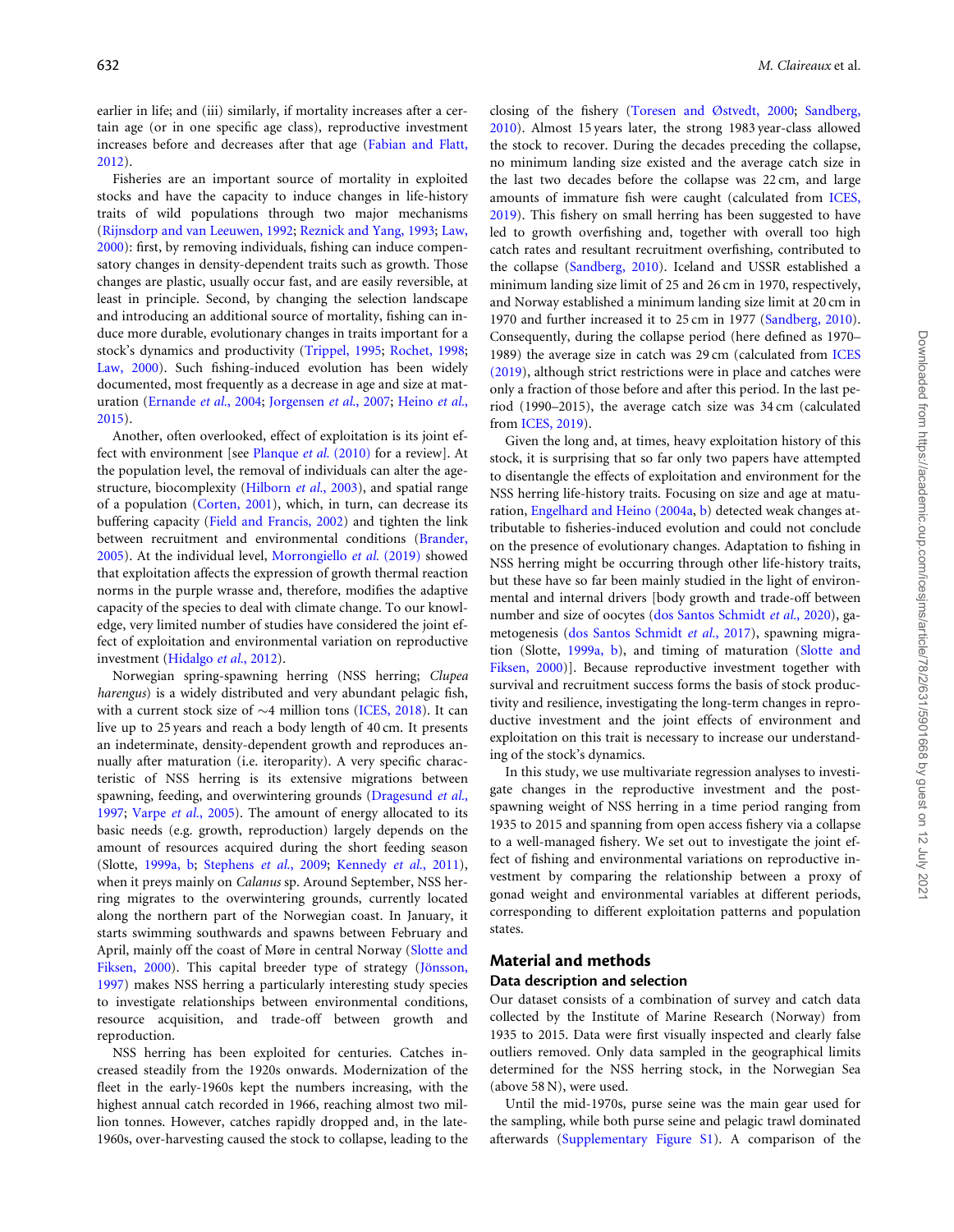earlier in life; and (iii) similarly, if mortality increases after a certain age (or in one specific age class), reproductive investment increases before and decreases after that age (Fabian and Flatt, 2012).

Fisheries are an important source of mortality in exploited stocks and have the capacity to induce changes in life-history traits of wild populations through two major mechanisms (Rijnsdorp and van Leeuwen, 1992; Reznick and Yang, 1993; Law, 2000): first, by removing individuals, fishing can induce compensatory changes in density-dependent traits such as growth. Those changes are plastic, usually occur fast, and are easily reversible, at least in principle. Second, by changing the selection landscape and introducing an additional source of mortality, fishing can induce more durable, evolutionary changes in traits important for a stock's dynamics and productivity (Trippel, 1995; Rochet, 1998; Law, 2000). Such fishing-induced evolution has been widely documented, most frequently as a decrease in age and size at maturation (Ernande *et al.*, 2004; Jorgensen *et al.*, 2007; Heino *et al.*, 2015).

Another, often overlooked, effect of exploitation is its joint effect with environment [see Planque *et al.* (2010) for a review]. At the population level, the removal of individuals can alter the age-structure, biocomplexity (Hilborn *et al.*, 2003), and spatial range of a population (Corten, 2001), which, in turn, can decrease its buffering capacity (Field and Francis, 2002) and tighten the link between recruitment and environmental conditions (Brander, 2005). At the individual level, Morrongiello *et al.* (2019) showed that exploitation affects the expression of growth thermal reaction norms in the purple wrasse and, therefore, modifies the adaptive capacity of the species to deal with climate change. To our knowledge, very limited number of studies have considered the joint effect of exploitation and environmental variation on reproductive investment (Hidalgo *et al.*, 2012).

Norwegian spring-spawning herring (NSS herring; *Clupea harengus*) is a widely distributed and very abundant pelagic fish, with a current stock size of ∼4 million tons (ICES, 2018). It can live up to 25 years and reach a body length of 40 cm. It presents an indeterminate, density-dependent growth and reproduces annually after maturation (i.e. iteroparity). A very specific characteristic of NSS herring is its extensive migrations between spawning, feeding, and overwintering grounds (Dragesund *et al.*, 1997; Varpe *et al.*, 2005). The amount of energy allocated to its basic needs (e.g. growth, reproduction) largely depends on the amount of resources acquired during the short feeding season (Slotte, 1999a, b; Stephens *et al.*, 2009; Kennedy *et al.*, 2011), when it preys mainly on *Calanus* sp. Around September, NSS herring migrates to the overwintering grounds, currently located along the northern part of the Norwegian coast. In January, it starts swimming southwards and spawns between February and April, mainly off the coast of Møre in central Norway (Slotte and Fiksen, 2000). This capital breeder type of strategy (Jönsson, 1997) makes NSS herring a particularly interesting study species to investigate relationships between environmental conditions, resource acquisition, and trade-off between growth and reproduction.

NSS herring has been exploited for centuries. Catches increased steadily from the 1920s onwards. Modernization of the fleet in the early-1960s kept the numbers increasing, with the highest annual catch recorded in 1966, reaching almost two million tonnes. However, catches rapidly dropped and, in the late-1960s, over-harvesting caused the stock to collapse, leading to the closing of the fishery (Toresen and Østvedt, 2000; Sandberg, 2010). Almost 15 years later, the strong 1983 year-class allowed the stock to recover. During the decades preceding the collapse, no minimum landing size existed and the average catch size in the last two decades before the collapse was 22 cm, and large amounts of immature fish were caught (calculated from ICES, 2019). This fishery on small herring has been suggested to have led to growth overfishing and, together with overall too high catch rates and resultant recruitment overfishing, contributed to the collapse (Sandberg, 2010). Iceland and USSR established a minimum landing size limit of 25 and 26 cm in 1970, respectively, and Norway established a minimum landing size limit at 20 cm in 1970 and further increased it to 25 cm in 1977 (Sandberg, 2010). Consequently, during the collapse period (here defined as 1970–1989) the average size in catch was 29 cm (calculated from ICES (2019), although strict restrictions were in place and catches were only a fraction of those before and after this period. In the last period (1990–2015), the average catch size was 34 cm (calculated from ICES, 2019).

Given the long and, at times, heavy exploitation history of this stock, it is surprising that so far only two papers have attempted to disentangle the effects of exploitation and environment for the NSS herring life-history traits. Focusing on size and age at maturation, Engelhard and Heino (2004a, b) detected weak changes attributable to fisheries-induced evolution and could not conclude on the presence of evolutionary changes. Adaptation to fishing in NSS herring might be occurring through other life-history traits, but these have so far been mainly studied in the light of environmental and internal drivers [body growth and trade-off between number and size of oocytes (dos Santos Schmidt *et al.*, 2020), gametogenesis (dos Santos Schmidt *et al.*, 2017), spawning migration (Slotte, 1999a, b), and timing of maturation (Slotte and Fiksen, 2000)]. Because reproductive investment together with survival and recruitment success forms the basis of stock productivity and resilience, investigating the long-term changes in reproductive investment and the joint effects of environment and exploitation on this trait is necessary to increase our understanding of the stock's dynamics.

In this study, we use multivariate regression analyses to investigate changes in the reproductive investment and the post-spawning weight of NSS herring in a time period ranging from 1935 to 2015 and spanning from open access fishery via a collapse to a well-managed fishery. We set out to investigate the joint effect of fishing and environmental variations on reproductive investment by comparing the relationship between a proxy of gonad weight and environmental variables at different periods, corresponding to different exploitation patterns and population states.

## Material and methods

### Data description and selection

Our dataset consists of a combination of survey and catch data collected by the Institute of Marine Research (Norway) from 1935 to 2015. Data were first visually inspected and clearly false outliers removed. Only data sampled in the geographical limits determined for the NSS herring stock, in the Norwegian Sea (above 58 N), were used.

Until the mid-1970s, purse seine was the main gear used for the sampling, while both purse seine and pelagic trawl dominated afterwards (Supplementary Figure S1). A comparison of the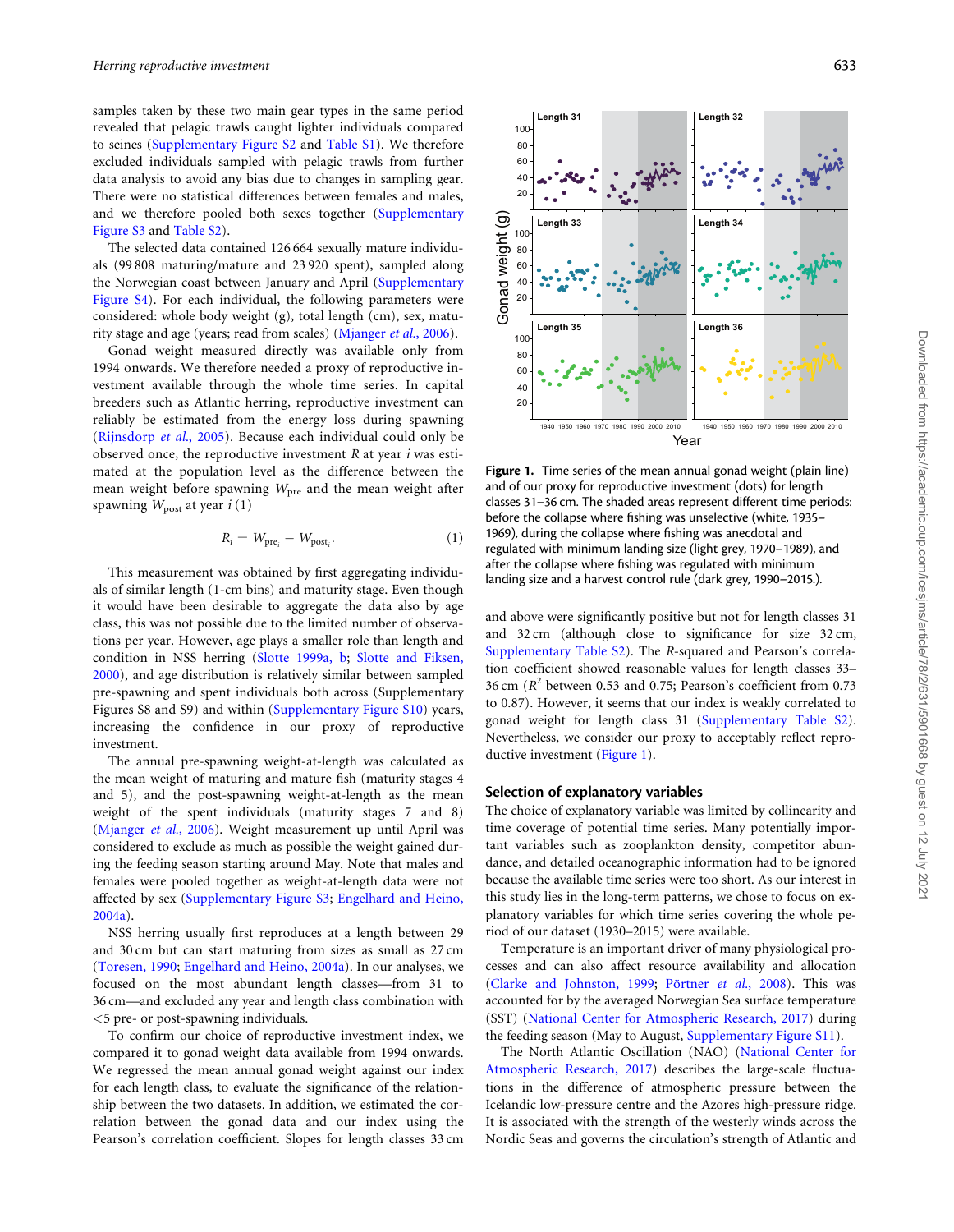samples taken by these two main gear types in the same period revealed that pelagic trawls caught lighter individuals compared to seines (Supplementary Figure S2 and Table S1). We therefore excluded individuals sampled with pelagic trawls from further data analysis to avoid any bias due to changes in sampling gear. There were no statistical differences between females and males, and we therefore pooled both sexes together (Supplementary Figure S3 and Table S2).

The selected data contained 126 664 sexually mature individuals (99 808 maturing/mature and 23 920 spent), sampled along the Norwegian coast between January and April (Supplementary Figure S4). For each individual, the following parameters were considered: whole body weight (g), total length (cm), sex, maturity stage and age (years; read from scales) (Mjanger *et al.*, 2006).

Gonad weight measured directly was available only from 1994 onwards. We therefore needed a proxy of reproductive investment available through the whole time series. In capital breeders such as Atlantic herring, reproductive investment can reliably be estimated from the energy loss during spawning (Rijnsdorp *et al.*, 2005). Because each individual could only be observed once, the reproductive investment $R$ at year $i$ was estimated at the population level as the difference between the mean weight before spawning $W_{pre}$ and the mean weight after spawning $W_{post}$ at year $i$ (1)

$$R_i = W_{pre_i} - W_{post_i}. \quad (1)$$

This measurement was obtained by first aggregating individuals of similar length (1-cm bins) and maturity stage. Even though it would have been desirable to aggregate the data also by age class, this was not possible due to the limited number of observations per year. However, age plays a smaller role than length and condition in NSS herring (Slotte 1999a, b; Slotte and Fiksen, 2000), and age distribution is relatively similar between sampled pre-spawning and spent individuals both across (Supplementary Figures S8 and S9) and within (Supplementary Figure S10) years, increasing the confidence in our proxy of reproductive investment.

The annual pre-spawning weight-at-length was calculated as the mean weight of maturing and mature fish (maturity stages 4 and 5), and the post-spawning weight-at-length as the mean weight of the spent individuals (maturity stages 7 and 8) (Mjanger *et al.*, 2006). Weight measurement up until April was considered to exclude as much as possible the weight gained during the feeding season starting around May. Note that males and females were pooled together as weight-at-length data were not affected by sex (Supplementary Figure S3; Engelhard and Heino, 2004a).

NSS herring usually first reproduces at a length between 29 and 30 cm but can start maturing from sizes as small as 27 cm (Toresen, 1990; Engelhard and Heino, 2004a). In our analyses, we focused on the most abundant length classes—from 31 to 36 cm—and excluded any year and length class combination with <5 pre- or post-spawning individuals.

To confirm our choice of reproductive investment index, we compared it to gonad weight data available from 1994 onwards. We regressed the mean annual gonad weight against our index for each length class, to evaluate the significance of the relationship between the two datasets. In addition, we estimated the correlation between the gonad data and our index using the Pearson's correlation coefficient. Slopes for length classes 33 cm and above were significantly positive but not for length classes 31 and 32 cm (although close to significance for size 32 cm, Supplementary Table S2). The $R$-squared and Pearson's correlation coefficient showed reasonable values for length classes 33–36 cm ($R^2$ between 0.53 and 0.75; Pearson's coefficient from 0.73 to 0.87). However, it seems that our index is weakly correlated to gonad weight for length class 31 (Supplementary Table S2). Nevertheless, we consider our proxy to acceptably reflect reproductive investment (Figure 1).

**Figure 1.** Time series of the mean annual gonad weight (plain line) and of our proxy for reproductive investment (dots) for length classes 31–36 cm. The shaded areas represent different time periods: before the collapse where fishing was unselective (white, 1935–1969), during the collapse where fishing was anecdotal and regulated with minimum landing size (light grey, 1970–1989), and after the collapse where fishing was regulated with minimum landing size and a harvest control rule (dark grey, 1990–2015.).

## Selection of explanatory variables

The choice of explanatory variable was limited by collinearity and time coverage of potential time series. Many potentially important variables such as zooplankton density, competitor abundance, and detailed oceanographic information had to be ignored because the available time series were too short. As our interest in this study lies in the long-term patterns, we chose to focus on explanatory variables for which time series covering the whole period of our dataset (1930–2015) were available.

Temperature is an important driver of many physiological processes and can also affect resource availability and allocation (Clarke and Johnston, 1999; Pörtner *et al.*, 2008). This was accounted for by the averaged Norwegian Sea surface temperature (SST) (National Center for Atmospheric Research, 2017) during the feeding season (May to August, Supplementary Figure S11).

The North Atlantic Oscillation (NAO) (National Center for Atmospheric Research, 2017) describes the large-scale fluctuations in the difference of atmospheric pressure between the Icelandic low-pressure centre and the Azores high-pressure ridge. It is associated with the strength of the westerly winds across the Nordic Seas and governs the circulation's strength of Atlantic and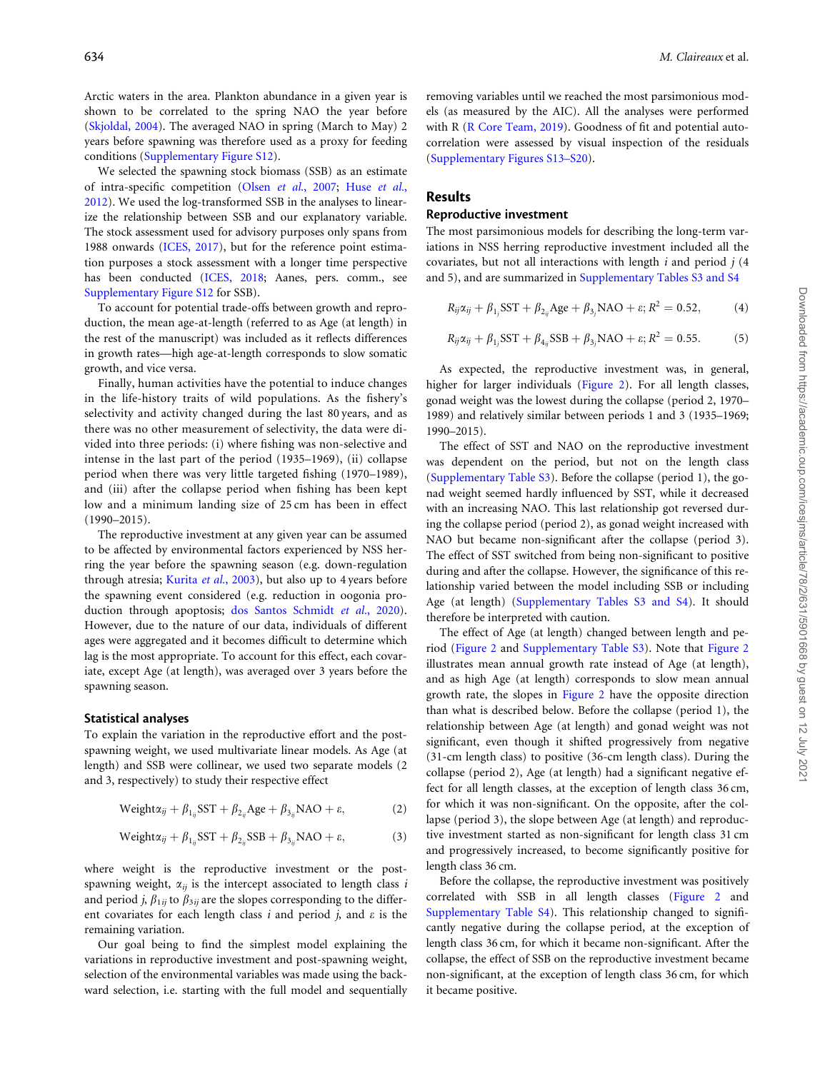Arctic waters in the area. Plankton abundance in a given year is shown to be correlated to the spring NAO the year before (Skjoldal, 2004). The averaged NAO in spring (March to May) 2 years before spawning was therefore used as a proxy for feeding conditions (Supplementary Figure S12).

We selected the spawning stock biomass (SSB) as an estimate of intra-specific competition (Olsen *et al.*, 2007; Huse *et al.*, 2012). We used the log-transformed SSB in the analyses to linearize the relationship between SSB and our explanatory variable. The stock assessment used for advisory purposes only spans from 1988 onwards (ICES, 2017), but for the reference point estimation purposes a stock assessment with a longer time perspective has been conducted (ICES, 2018; Aanes, pers. comm., see Supplementary Figure S12 for SSB).

To account for potential trade-offs between growth and reproduction, the mean age-at-length (referred to as Age (at length) in the rest of the manuscript) was included as it reflects differences in growth rates—high age-at-length corresponds to slow somatic growth, and vice versa.

Finally, human activities have the potential to induce changes in the life-history traits of wild populations. As the fishery's selectivity and activity changed during the last 80 years, and as there was no other measurement of selectivity, the data were divided into three periods: (i) where fishing was non-selective and intense in the last part of the period (1935–1969), (ii) collapse period when there was very little targeted fishing (1970–1989), and (iii) after the collapse period when fishing has been kept low and a minimum landing size of 25 cm has been in effect (1990–2015).

The reproductive investment at any given year can be assumed to be affected by environmental factors experienced by NSS herring the year before the spawning season (e.g. down-regulation through atresia; Kurita *et al.*, 2003), but also up to 4 years before the spawning event considered (e.g. reduction in oogonia production through apoptosis; dos Santos Schmidt *et al.*, 2020). However, due to the nature of our data, individuals of different ages were aggregated and it becomes difficult to determine which lag is the most appropriate. To account for this effect, each covariate, except Age (at length), was averaged over 3 years before the spawning season.

### Statistical analyses

To explain the variation in the reproductive effort and the post-spawning weight, we used multivariate linear models. As Age (at length) and SSB were collinear, we used two separate models (2 and 3, respectively) to study their respective effect

$$\text{Weight}\alpha_{ij} + \beta_{1_{ij}}\text{SST} + \beta_{2_{ij}}\text{Age} + \beta_{3_{ij}}\text{NAO} + \varepsilon, \tag{2}$$

$$\text{Weight}\alpha_{ij} + \beta_{1_{ij}}\text{SST} + \beta_{2_{ij}}\text{SSB} + \beta_{3_{ij}}\text{NAO} + \varepsilon, \tag{3}$$

where weight is the reproductive investment or the post-spawning weight, $\alpha_{ij}$ is the intercept associated to length class $i$ and period $j$, $\beta_{1ij}$ to $\beta_{3ij}$ are the slopes corresponding to the different covariates for each length class $i$ and period $j$, and $\varepsilon$ is the remaining variation.

Our goal being to find the simplest model explaining the variations in reproductive investment and post-spawning weight, selection of the environmental variables was made using the backward selection, i.e. starting with the full model and sequentially removing variables until we reached the most parsimonious models (as measured by the AIC). All the analyses were performed with R (R Core Team, 2019). Goodness of fit and potential autocorrelation were assessed by visual inspection of the residuals (Supplementary Figures S13–S20).

## Results

### Reproductive investment

The most parsimonious models for describing the long-term variations in NSS herring reproductive investment included all the covariates, but not all interactions with length $i$ and period $j$ (4 and 5), and are summarized in Supplementary Tables S3 and S4

$$R_{ij}\alpha_{ij} + \beta_{1_j}\text{SST} + \beta_{2_{ij}}\text{Age} + \beta_{3_j}\text{NAO} + \varepsilon; R^2 = 0.52, \tag{4}$$

$$R_{ij}\alpha_{ij} + \beta_{1_j}\text{SST} + \beta_{4_{ij}}\text{SSB} + \beta_{3_j}\text{NAO} + \varepsilon; R^2 = 0.55. \tag{5}$$

As expected, the reproductive investment was, in general, higher for larger individuals (Figure 2). For all length classes, gonad weight was the lowest during the collapse (period 2, 1970–1989) and relatively similar between periods 1 and 3 (1935–1969; 1990–2015).

The effect of SST and NAO on the reproductive investment was dependent on the period, but not on the length class (Supplementary Table S3). Before the collapse (period 1), the gonad weight seemed hardly influenced by SST, while it decreased with an increasing NAO. This last relationship got reversed during the collapse period (period 2), as gonad weight increased with NAO but became non-significant after the collapse (period 3). The effect of SST switched from being non-significant to positive during and after the collapse. However, the significance of this relationship varied between the model including SSB or including Age (at length) (Supplementary Tables S3 and S4). It should therefore be interpreted with caution.

The effect of Age (at length) changed between length and period (Figure 2 and Supplementary Table S3). Note that Figure 2 illustrates mean annual growth rate instead of Age (at length), and as high Age (at length) corresponds to slow mean annual growth rate, the slopes in Figure 2 have the opposite direction than what is described below. Before the collapse (period 1), the relationship between Age (at length) and gonad weight was not significant, even though it shifted progressively from negative (31-cm length class) to positive (36-cm length class). During the collapse (period 2), Age (at length) had a significant negative effect for all length classes, at the exception of length class 36 cm, for which it was non-significant. On the opposite, after the collapse (period 3), the slope between Age (at length) and reproductive investment started as non-significant for length class 31 cm and progressively increased, to become significantly positive for length class 36 cm.

Before the collapse, the reproductive investment was positively correlated with SSB in all length classes (Figure 2 and Supplementary Table S4). This relationship changed to significantly negative during the collapse period, at the exception of length class 36 cm, for which it became non-significant. After the collapse, the effect of SSB on the reproductive investment became non-significant, at the exception of length class 36 cm, for which it became positive.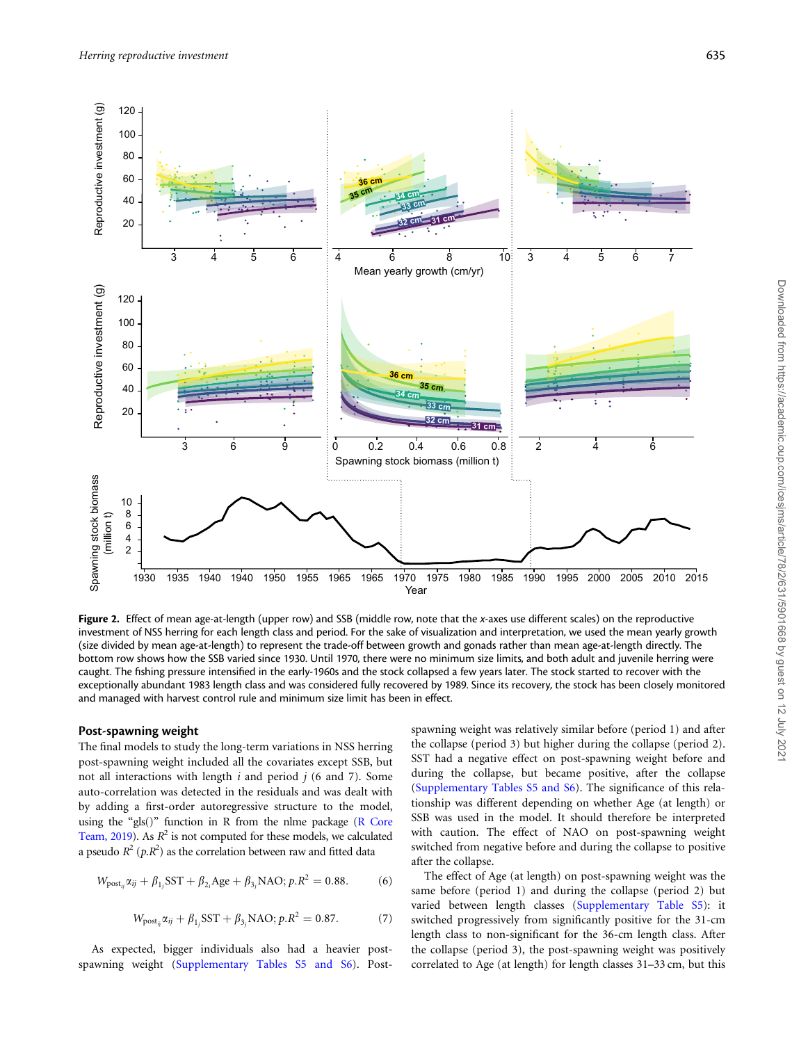Reproductive investment (g)

120
100
80
60
40
20

3 4 5 6

36 cm
35 cm
34 cm
33 cm
32 cm
31 cm

4 6 8 10

Mean yearly growth (cm/yr)

3 4 5 6 7

Reproductive investment (g)

120
100
80
60
40
20

3 6 9

36 cm
35 cm
34 cm
33 cm
32 cm
31 cm

0 0.2 0.4 0.6 0.8

Spawning stock biomass (million t)

2 4 6

Spawning stock biomass (million t)

10
8
6
4
2

1930 1935 1940 1940 1950 1955 1965 1965 1970 1975 1980 1985 1990 1995 2000 2005 2010 2015

Year

**Figure 2.** Effect of mean age-at-length (upper row) and SSB (middle row, note that the *x*-axes use different scales) on the reproductive investment of NSS herring for each length class and period. For the sake of visualization and interpretation, we used the mean yearly growth (size divided by mean age-at-length) to represent the trade-off between growth and gonads rather than mean age-at-length directly. The bottom row shows how the SSB varied since 1930. Until 1970, there were no minimum size limits, and both adult and juvenile herring were caught. The fishing pressure intensified in the early-1960s and the stock collapsed a few years later. The stock started to recover with the exceptionally abundant 1983 length class and was considered fully recovered by 1989. Since its recovery, the stock has been closely monitored and managed with harvest control rule and minimum size limit has been in effect.

## Post-spawning weight

The final models to study the long-term variations in NSS herring post-spawning weight included all the covariates except SSB, but not all interactions with length $i$ and period $j$ (6 and 7). Some auto-correlation was detected in the residuals and was dealt with by adding a first-order autoregressive structure to the model, using the "gls()" function in R from the nlme package (R Core Team, 2019). As $R^2$ is not computed for these models, we calculated a pseudo $R^2$ ($p.R^2$) as the correlation between raw and fitted data

$$W_{\text{post}_{ij}} \alpha_{ij} + \beta_{1_j}\text{SST} + \beta_{2_i}\text{Age} + \beta_{3_j}\text{NAO}; p.R^2 = 0.88. \quad (6)$$

$$W_{\text{post}_{ij}} \alpha_{ij} + \beta_{1_j}\text{SST} + \beta_{3_j}\text{NAO}; p.R^2 = 0.87. \quad (7)$$

As expected, bigger individuals also had a heavier post-spawning weight (Supplementary Tables S5 and S6). Post-spawning weight was relatively similar before (period 1) and after the collapse (period 3) but higher during the collapse (period 2). SST had a negative effect on post-spawning weight before and during the collapse, but became positive, after the collapse (Supplementary Tables S5 and S6). The significance of this relationship was different depending on whether Age (at length) or SSB was used in the model. It should therefore be interpreted with caution. The effect of NAO on post-spawning weight switched from negative before and during the collapse to positive after the collapse.

The effect of Age (at length) on post-spawning weight was the same before (period 1) and during the collapse (period 2) but varied between length classes (Supplementary Table S5): it switched progressively from significantly positive for the 31-cm length class to non-significant for the 36-cm length class. After the collapse (period 3), the post-spawning weight was positively correlated to Age (at length) for length classes 31–33 cm, but this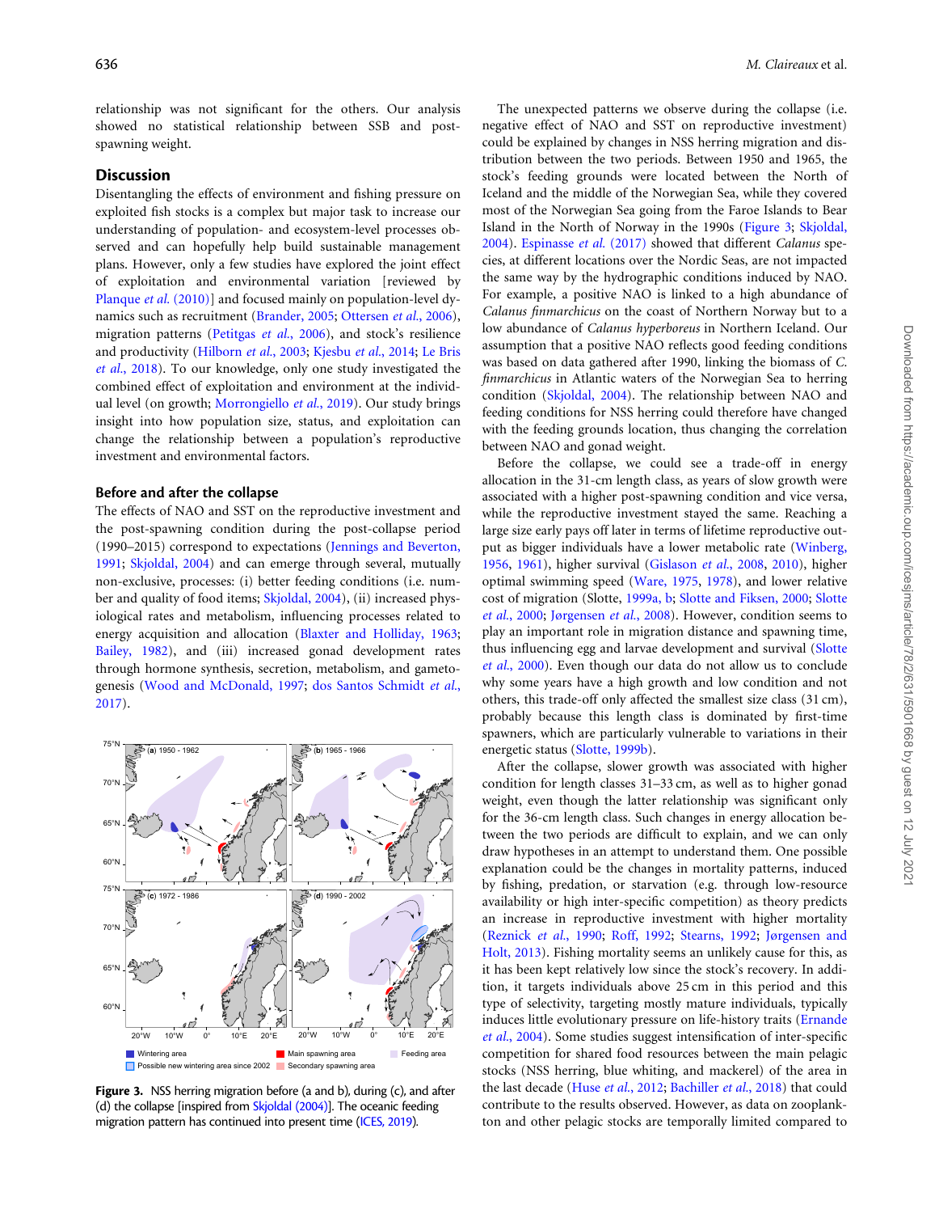relationship was not significant for the others. Our analysis showed no statistical relationship between SSB and post-spawning weight.

## Discussion

Disentangling the effects of environment and fishing pressure on exploited fish stocks is a complex but major task to increase our understanding of population- and ecosystem-level processes observed and can hopefully help build sustainable management plans. However, only a few studies have explored the joint effect of exploitation and environmental variation [reviewed by Planque *et al.* (2010)] and focused mainly on population-level dynamics such as recruitment (Brander, 2005; Ottersen *et al.*, 2006), migration patterns (Petitgas *et al.*, 2006), and stock's resilience and productivity (Hilborn *et al.*, 2003; Kjesbu *et al.*, 2014; Le Bris *et al.*, 2018). To our knowledge, only one study investigated the combined effect of exploitation and environment at the individual level (on growth; Morrongiello *et al.*, 2019). Our study brings insight into how population size, status, and exploitation can change the relationship between a population's reproductive investment and environmental factors.

### Before and after the collapse

The effects of NAO and SST on the reproductive investment and the post-spawning condition during the post-collapse period (1990–2015) correspond to expectations (Jennings and Beverton, 1991; Skjoldal, 2004) and can emerge through several, mutually non-exclusive, processes: (i) better feeding conditions (i.e. number and quality of food items; Skjoldal, 2004), (ii) increased physiological rates and metabolism, influencing processes related to energy acquisition and allocation (Blaxter and Holliday, 1963; Bailey, 1982), and (iii) increased gonad development rates through hormone synthesis, secretion, metabolism, and gametogenesis (Wood and McDonald, 1997; dos Santos Schmidt *et al.*, 2017).

75°N
70°N
65°N
60°N
(a) 1950 - 1962
(b) 1965 - 1966
(c) 1972 - 1986
(d) 1990 - 2002
20°W 10°W 0° 10°E 20°E
Wintering area
Possible new wintering area since 2002
Main spawning area
Secondary spawning area
Feeding area

**Figure 3.** NSS herring migration before (a and b), during (c), and after (d) the collapse [inspired from Skjoldal (2004)]. The oceanic feeding migration pattern has continued into present time (ICES, 2019).

The unexpected patterns we observe during the collapse (i.e. negative effect of NAO and SST on reproductive investment) could be explained by changes in NSS herring migration and distribution between the two periods. Between 1950 and 1965, the stock's feeding grounds were located between the North of Iceland and the middle of the Norwegian Sea, while they covered most of the Norwegian Sea going from the Faroe Islands to Bear Island in the North of Norway in the 1990s (Figure 3; Skjoldal, 2004). Espinasse *et al.* (2017) showed that different *Calanus* species, at different locations over the Nordic Seas, are not impacted the same way by the hydrographic conditions induced by NAO. For example, a positive NAO is linked to a high abundance of *Calanus finmarchicus* on the coast of Northern Norway but to a low abundance of *Calanus hyperboreus* in Northern Iceland. Our assumption that a positive NAO reflects good feeding conditions was based on data gathered after 1990, linking the biomass of *C. finmarchicus* in Atlantic waters of the Norwegian Sea to herring condition (Skjoldal, 2004). The relationship between NAO and feeding conditions for NSS herring could therefore have changed with the feeding grounds location, thus changing the correlation between NAO and gonad weight.

Before the collapse, we could see a trade-off in energy allocation in the 31-cm length class, as years of slow growth were associated with a higher post-spawning condition and vice versa, while the reproductive investment stayed the same. Reaching a large size early pays off later in terms of lifetime reproductive output as bigger individuals have a lower metabolic rate (Winberg, 1956, 1961), higher survival (Gislason *et al.*, 2008, 2010), higher optimal swimming speed (Ware, 1975, 1978), and lower relative cost of migration (Slotte, 1999a, b; Slotte and Fiksen, 2000; Slotte *et al.*, 2000; Jørgensen *et al.*, 2008). However, condition seems to play an important role in migration distance and spawning time, thus influencing egg and larvae development and survival (Slotte *et al.*, 2000). Even though our data do not allow us to conclude why some years have a high growth and low condition and not others, this trade-off only affected the smallest size class (31 cm), probably because this length class is dominated by first-time spawners, which are particularly vulnerable to variations in their energetic status (Slotte, 1999b).

After the collapse, slower growth was associated with higher condition for length classes 31–33 cm, as well as to higher gonad weight, even though the latter relationship was significant only for the 36-cm length class. Such changes in energy allocation between the two periods are difficult to explain, and we can only draw hypotheses in an attempt to understand them. One possible explanation could be the changes in mortality patterns, induced by fishing, predation, or starvation (e.g. through low-resource availability or high inter-specific competition) as theory predicts an increase in reproductive investment with higher mortality (Reznick *et al.*, 1990; Roff, 1992; Stearns, 1992; Jørgensen and Holt, 2013). Fishing mortality seems an unlikely cause for this, as it has been kept relatively low since the stock's recovery. In addition, it targets individuals above 25 cm in this period and this type of selectivity, targeting mostly mature individuals, typically induces little evolutionary pressure on life-history traits (Ernande *et al.*, 2004). Some studies suggest intensification of inter-specific competition for shared food resources between the main pelagic stocks (NSS herring, blue whiting, and mackerel) of the area in the last decade (Huse *et al.*, 2012; Bachiller *et al.*, 2018) that could contribute to the results observed. However, as data on zooplankton and other pelagic stocks are temporally limited compared to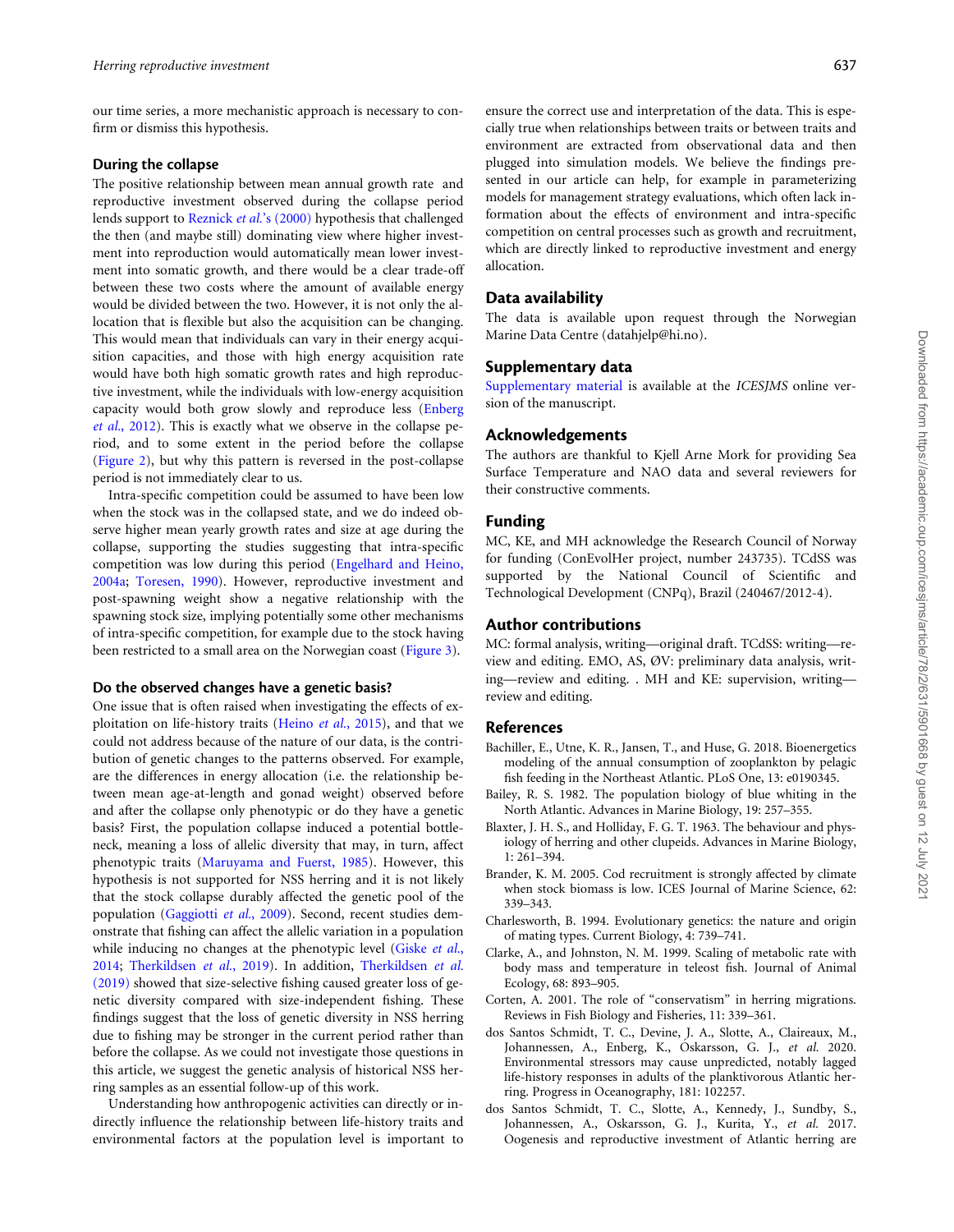our time series, a more mechanistic approach is necessary to confirm or dismiss this hypothesis.

### During the collapse

The positive relationship between mean annual growth rate and reproductive investment observed during the collapse period lends support to Reznick *et al.*'s (2000) hypothesis that challenged the then (and maybe still) dominating view where higher investment into reproduction would automatically mean lower investment into somatic growth, and there would be a clear trade-off between these two costs where the amount of available energy would be divided between the two. However, it is not only the allocation that is flexible but also the acquisition can be changing. This would mean that individuals can vary in their energy acquisition capacities, and those with high energy acquisition rate would have both high somatic growth rates and high reproductive investment, while the individuals with low-energy acquisition capacity would both grow slowly and reproduce less (Enberg *et al.*, 2012). This is exactly what we observe in the collapse period, and to some extent in the period before the collapse (Figure 2), but why this pattern is reversed in the post-collapse period is not immediately clear to us.

Intra-specific competition could be assumed to have been low when the stock was in the collapsed state, and we do indeed observe higher mean yearly growth rates and size at age during the collapse, supporting the studies suggesting that intra-specific competition was low during this period (Engelhard and Heino, 2004a; Toresen, 1990). However, reproductive investment and post-spawning weight show a negative relationship with the spawning stock size, implying potentially some other mechanisms of intra-specific competition, for example due to the stock having been restricted to a small area on the Norwegian coast (Figure 3).

### Do the observed changes have a genetic basis?

One issue that is often raised when investigating the effects of exploitation on life-history traits (Heino *et al.*, 2015), and that we could not address because of the nature of our data, is the contribution of genetic changes to the patterns observed. For example, are the differences in energy allocation (i.e. the relationship between mean age-at-length and gonad weight) observed before and after the collapse only phenotypic or do they have a genetic basis? First, the population collapse induced a potential bottleneck, meaning a loss of allelic diversity that may, in turn, affect phenotypic traits (Maruyama and Fuerst, 1985). However, this hypothesis is not supported for NSS herring and it is not likely that the stock collapse durably affected the genetic pool of the population (Gaggiotti *et al.*, 2009). Second, recent studies demonstrate that fishing can affect the allelic variation in a population while inducing no changes at the phenotypic level (Giske *et al.*, 2014; Therkildsen *et al.*, 2019). In addition, Therkildsen *et al.* (2019) showed that size-selective fishing caused greater loss of genetic diversity compared with size-independent fishing. These findings suggest that the loss of genetic diversity in NSS herring due to fishing may be stronger in the current period rather than before the collapse. As we could not investigate those questions in this article, we suggest the genetic analysis of historical NSS herring samples as an essential follow-up of this work.

Understanding how anthropogenic activities can directly or indirectly influence the relationship between life-history traits and environmental factors at the population level is important to ensure the correct use and interpretation of the data. This is especially true when relationships between traits or between traits and environment are extracted from observational data and then plugged into simulation models. We believe the findings presented in our article can help, for example in parameterizing models for management strategy evaluations, which often lack information about the effects of environment and intra-specific competition on central processes such as growth and recruitment, which are directly linked to reproductive investment and energy allocation.

## Data availability

The data is available upon request through the Norwegian Marine Data Centre (datahjelp@hi.no).

## Supplementary data

Supplementary material is available at the *ICESJMS* online version of the manuscript.

## Acknowledgements

The authors are thankful to Kjell Arne Mork for providing Sea Surface Temperature and NAO data and several reviewers for their constructive comments.

## Funding

MC, KE, and MH acknowledge the Research Council of Norway for funding (ConEvolHer project, number 243735). TCdSS was supported by the National Council of Scientific and Technological Development (CNPq), Brazil (240467/2012-4).

## Author contributions

MC: formal analysis, writing—original draft. TCdSS: writing—review and editing. EMO, AS, ØV: preliminary data analysis, writing—review and editing. . MH and KE: supervision, writing—review and editing.

## References

Bachiller, E., Utne, K. R., Jansen, T., and Huse, G. 2018. Bioenergetics modeling of the annual consumption of zooplankton by pelagic fish feeding in the Northeast Atlantic. PLoS One, 13: e0190345.

Bailey, R. S. 1982. The population biology of blue whiting in the North Atlantic. Advances in Marine Biology, 19: 257–355.

Blaxter, J. H. S., and Holliday, F. G. T. 1963. The behaviour and physiology of herring and other clupeids. Advances in Marine Biology, 1: 261–394.

Brander, K. M. 2005. Cod recruitment is strongly affected by climate when stock biomass is low. ICES Journal of Marine Science, 62: 339–343.

Charlesworth, B. 1994. Evolutionary genetics: the nature and origin of mating types. Current Biology, 4: 739–741.

Clarke, A., and Johnston, N. M. 1999. Scaling of metabolic rate with body mass and temperature in teleost fish. Journal of Animal Ecology, 68: 893–905.

Corten, A. 2001. The role of "conservatism" in herring migrations. Reviews in Fish Biology and Fisheries, 11: 339–361.

dos Santos Schmidt, T. C., Devine, J. A., Slotte, A., Claireaux, M., Johannessen, A., Enberg, K., Óskarsson, G. J., *et al.* 2020. Environmental stressors may cause unpredicted, notably lagged life-history responses in adults of the planktivorous Atlantic herring. Progress in Oceanography, 181: 102257.

dos Santos Schmidt, T. C., Slotte, A., Kennedy, J., Sundby, S., Johannessen, A., Oskarsson, G. J., Kurita, Y., *et al.* 2017. Oogenesis and reproductive investment of Atlantic herring are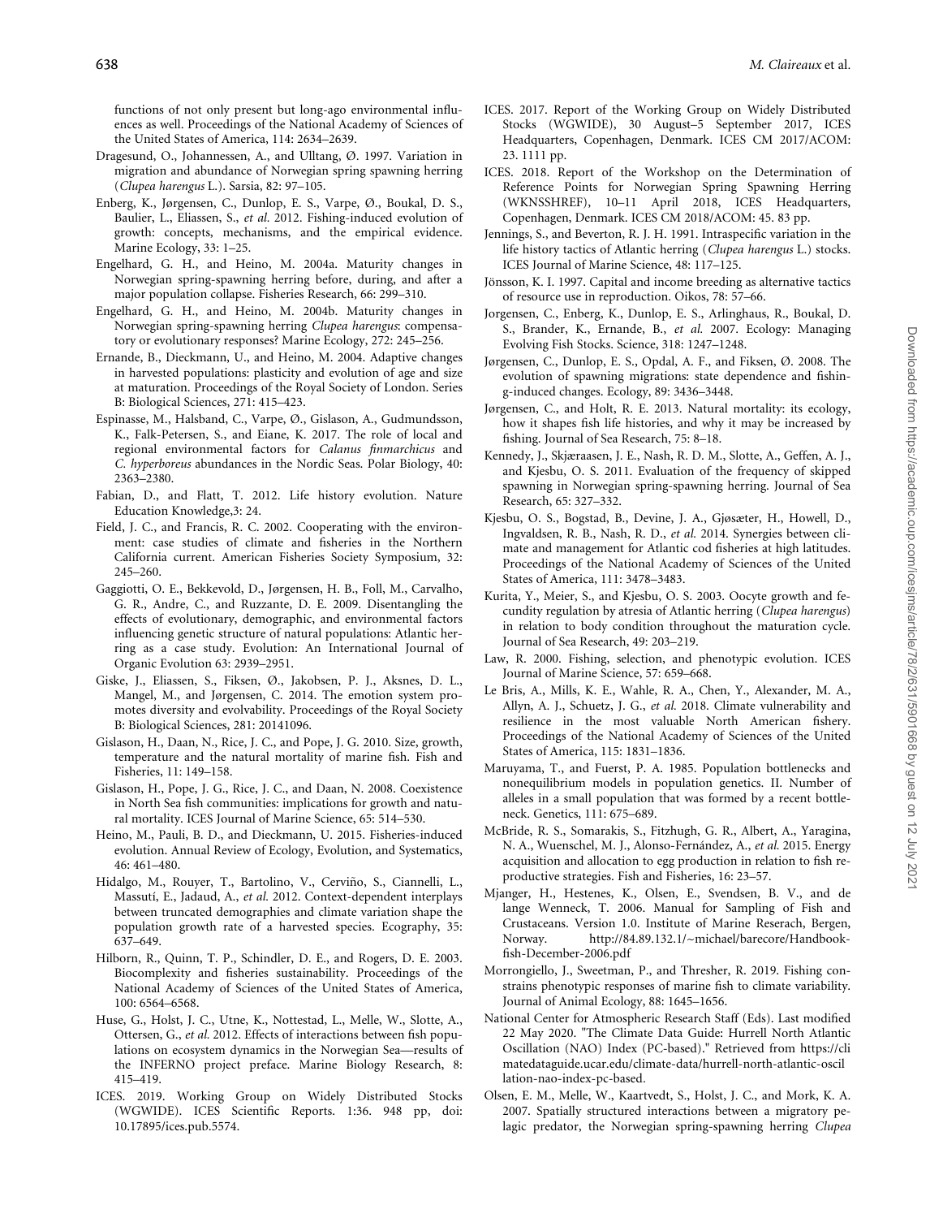functions of not only present but long-ago environmental influences as well. Proceedings of the National Academy of Sciences of the United States of America, 114: 2634–2639.

Dragesund, O., Johannessen, A., and Ulltang, Ø. 1997. Variation in migration and abundance of Norwegian spring spawning herring (*Clupea harengus* L.). Sarsia, 82: 97–105.

Enberg, K., Jørgensen, C., Dunlop, E. S., Varpe, Ø., Boukal, D. S., Baulier, L., Eliassen, S., *et al.* 2012. Fishing-induced evolution of growth: concepts, mechanisms, and the empirical evidence. Marine Ecology, 33: 1–25.

Engelhard, G. H., and Heino, M. 2004a. Maturity changes in Norwegian spring-spawning herring before, during, and after a major population collapse. Fisheries Research, 66: 299–310.

Engelhard, G. H., and Heino, M. 2004b. Maturity changes in Norwegian spring-spawning herring *Clupea harengus*: compensatory or evolutionary responses? Marine Ecology, 272: 245–256.

Ernande, B., Dieckmann, U., and Heino, M. 2004. Adaptive changes in harvested populations: plasticity and evolution of age and size at maturation. Proceedings of the Royal Society of London. Series B: Biological Sciences, 271: 415–423.

Espinasse, M., Halsband, C., Varpe, Ø., Gislason, A., Gudmundsson, K., Falk-Petersen, S., and Eiane, K. 2017. The role of local and regional environmental factors for *Calanus finmarchicus* and *C. hyperboreus* abundances in the Nordic Seas. Polar Biology, 40: 2363–2380.

Fabian, D., and Flatt, T. 2012. Life history evolution. Nature Education Knowledge,3: 24.

Field, J. C., and Francis, R. C. 2002. Cooperating with the environment: case studies of climate and fisheries in the Northern California current. American Fisheries Society Symposium, 32: 245–260.

Gaggiotti, O. E., Bekkevold, D., Jørgensen, H. B., Foll, M., Carvalho, G. R., Andre, C., and Ruzzante, D. E. 2009. Disentangling the effects of evolutionary, demographic, and environmental factors influencing genetic structure of natural populations: Atlantic herring as a case study. Evolution: An International Journal of Organic Evolution 63: 2939–2951.

Giske, J., Eliassen, S., Fiksen, Ø., Jakobsen, P. J., Aksnes, D. L., Mangel, M., and Jørgensen, C. 2014. The emotion system promotes diversity and evolvability. Proceedings of the Royal Society B: Biological Sciences, 281: 20141096.

Gislason, H., Daan, N., Rice, J. C., and Pope, J. G. 2010. Size, growth, temperature and the natural mortality of marine fish. Fish and Fisheries, 11: 149–158.

Gislason, H., Pope, J. G., Rice, J. C., and Daan, N. 2008. Coexistence in North Sea fish communities: implications for growth and natural mortality. ICES Journal of Marine Science, 65: 514–530.

Heino, M., Pauli, B. D., and Dieckmann, U. 2015. Fisheries-induced evolution. Annual Review of Ecology, Evolution, and Systematics, 46: 461–480.

Hidalgo, M., Rouyer, T., Bartolino, V., Cerviño, S., Ciannelli, L., Massutí, E., Jadaud, A., *et al.* 2012. Context-dependent interplays between truncated demographies and climate variation shape the population growth rate of a harvested species. Ecography, 35: 637–649.

Hilborn, R., Quinn, T. P., Schindler, D. E., and Rogers, D. E. 2003. Biocomplexity and fisheries sustainability. Proceedings of the National Academy of Sciences of the United States of America, 100: 6564–6568.

Huse, G., Holst, J. C., Utne, K., Nottestad, L., Melle, W., Slotte, A., Ottersen, G., *et al.* 2012. Effects of interactions between fish populations on ecosystem dynamics in the Norwegian Sea—results of the INFERNO project preface. Marine Biology Research, 8: 415–419.

ICES. 2019. Working Group on Widely Distributed Stocks (WGWIDE). ICES Scientific Reports. 1:36. 948 pp, doi: 10.17895/ices.pub.5574.

ICES. 2017. Report of the Working Group on Widely Distributed Stocks (WGWIDE), 30 August–5 September 2017, ICES Headquarters, Copenhagen, Denmark. ICES CM 2017/ACOM: 23. 1111 pp.

ICES. 2018. Report of the Workshop on the Determination of Reference Points for Norwegian Spring Spawning Herring (WKNSSHREF), 10–11 April 2018, ICES Headquarters, Copenhagen, Denmark. ICES CM 2018/ACOM: 45. 83 pp.

Jennings, S., and Beverton, R. J. H. 1991. Intraspecific variation in the life history tactics of Atlantic herring (*Clupea harengus* L.) stocks. ICES Journal of Marine Science, 48: 117–125.

Jönsson, K. I. 1997. Capital and income breeding as alternative tactics of resource use in reproduction. Oikos, 78: 57–66.

Jorgensen, C., Enberg, K., Dunlop, E. S., Arlinghaus, R., Boukal, D. S., Brander, K., Ernande, B., *et al.* 2007. Ecology: Managing Evolving Fish Stocks. Science, 318: 1247–1248.

Jørgensen, C., Dunlop, E. S., Opdal, A. F., and Fiksen, Ø. 2008. The evolution of spawning migrations: state dependence and fishing-induced changes. Ecology, 89: 3436–3448.

Jørgensen, C., and Holt, R. E. 2013. Natural mortality: its ecology, how it shapes fish life histories, and why it may be increased by fishing. Journal of Sea Research, 75: 8–18.

Kennedy, J., Skjæraasen, J. E., Nash, R. D. M., Slotte, A., Geffen, A. J., and Kjesbu, O. S. 2011. Evaluation of the frequency of skipped spawning in Norwegian spring-spawning herring. Journal of Sea Research, 65: 327–332.

Kjesbu, O. S., Bogstad, B., Devine, J. A., Gjøsæter, H., Howell, D., Ingvaldsen, R. B., Nash, R. D., *et al.* 2014. Synergies between climate and management for Atlantic cod fisheries at high latitudes. Proceedings of the National Academy of Sciences of the United States of America, 111: 3478–3483.

Kurita, Y., Meier, S., and Kjesbu, O. S. 2003. Oocyte growth and fecundity regulation by atresia of Atlantic herring (*Clupea harengus*) in relation to body condition throughout the maturation cycle. Journal of Sea Research, 49: 203–219.

Law, R. 2000. Fishing, selection, and phenotypic evolution. ICES Journal of Marine Science, 57: 659–668.

Le Bris, A., Mills, K. E., Wahle, R. A., Chen, Y., Alexander, M. A., Allyn, A. J., Schuetz, J. G., *et al.* 2018. Climate vulnerability and resilience in the most valuable North American fishery. Proceedings of the National Academy of Sciences of the United States of America, 115: 1831–1836.

Maruyama, T., and Fuerst, P. A. 1985. Population bottlenecks and nonequilibrium models in population genetics. II. Number of alleles in a small population that was formed by a recent bottleneck. Genetics, 111: 675–689.

McBride, R. S., Somarakis, S., Fitzhugh, G. R., Albert, A., Yaragina, N. A., Wuenschel, M. J., Alonso-Fernández, A., *et al.* 2015. Energy acquisition and allocation to egg production in relation to fish reproductive strategies. Fish and Fisheries, 16: 23–57.

Mjanger, H., Hestenes, K., Olsen, E., Svendsen, B. V., and de lange Wenneck, T. 2006. Manual for Sampling of Fish and Crustaceans. Version 1.0. Institute of Marine Reserach, Bergen, Norway. http://84.89.132.1/~michael/barecore/Handbook-fish-December-2006.pdf

Morrongiello, J., Sweetman, P., and Thresher, R. 2019. Fishing constrains phenotypic responses of marine fish to climate variability. Journal of Animal Ecology, 88: 1645–1656.

National Center for Atmospheric Research Staff (Eds). Last modified 22 May 2020. "The Climate Data Guide: Hurrell North Atlantic Oscillation (NAO) Index (PC-based)." Retrieved from https://climatedataguide.ucar.edu/climate-data/hurrell-north-atlantic-oscillation-nao-index-pc-based.

Olsen, E. M., Melle, W., Kaartvedt, S., Holst, J. C., and Mork, K. A. 2007. Spatially structured interactions between a migratory pelagic predator, the Norwegian spring-spawning herring *Clupea*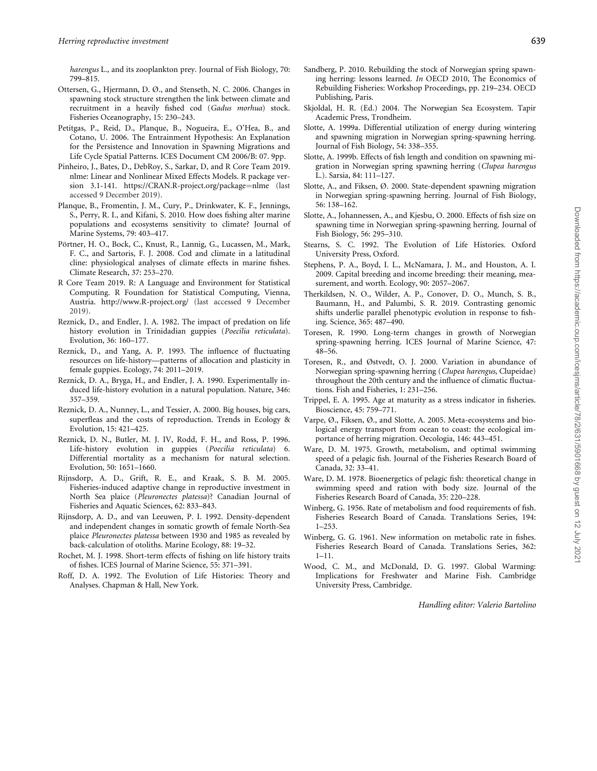*harengus* L., and its zooplankton prey. Journal of Fish Biology, 70: 799–815.

Ottersen, G., Hjermann, D. Ø., and Stenseth, N. C. 2006. Changes in spawning stock structure strengthen the link between climate and recruitment in a heavily fished cod (*Gadus morhua*) stock. Fisheries Oceanography, 15: 230–243.

Petitgas, P., Reid, D., Planque, B., Nogueira, E., O'Hea, B., and Cotano, U. 2006. The Entrainment Hypothesis: An Explanation for the Persistence and Innovation in Spawning Migrations and Life Cycle Spatial Patterns. ICES Document CM 2006/B: 07. 9pp.

Pinheiro, J., Bates, D., DebRoy, S., Sarkar, D, and R Core Team 2019. nlme: Linear and Nonlinear Mixed Effects Models. R package version 3.1-141. https://CRAN.R-project.org/package=nlme (last accessed 9 December 2019).

Planque, B., Fromentin, J. M., Cury, P., Drinkwater, K. F., Jennings, S., Perry, R. I., and Kifani, S. 2010. How does fishing alter marine populations and ecosystems sensitivity to climate? Journal of Marine Systems, 79: 403–417.

Pörtner, H. O., Bock, C., Knust, R., Lannig, G., Lucassen, M., Mark, F. C., and Sartoris, F. J. 2008. Cod and climate in a latitudinal cline: physiological analyses of climate effects in marine fishes. Climate Research, 37: 253–270.

R Core Team 2019. R: A Language and Environment for Statistical Computing. R Foundation for Statistical Computing, Vienna, Austria. http://www.R-project.org/ (last accessed 9 December 2019).

Reznick, D., and Endler, J. A. 1982. The impact of predation on life history evolution in Trinidadian guppies (*Poecilia reticulata*). Evolution, 36: 160–177.

Reznick, D., and Yang, A. P. 1993. The influence of fluctuating resources on life-history—patterns of allocation and plasticity in female guppies. Ecology, 74: 2011–2019.

Reznick, D. A., Bryga, H., and Endler, J. A. 1990. Experimentally induced life-history evolution in a natural population. Nature, 346: 357–359.

Reznick, D. A., Nunney, L., and Tessier, A. 2000. Big houses, big cars, superfleas and the costs of reproduction. Trends in Ecology & Evolution, 15: 421–425.

Reznick, D. N., Butler, M. J. IV, Rodd, F. H., and Ross, P. 1996. Life-history evolution in guppies (*Poecilia reticulata*) 6. Differential mortality as a mechanism for natural selection. Evolution, 50: 1651–1660.

Rijnsdorp, A. D., Grift, R. E., and Kraak, S. B. M. 2005. Fisheries-induced adaptive change in reproductive investment in North Sea plaice (*Pleuronectes platessa*)? Canadian Journal of Fisheries and Aquatic Sciences, 62: 833–843.

Rijnsdorp, A. D., and van Leeuwen, P. I. 1992. Density-dependent and independent changes in somatic growth of female North-Sea plaice *Pleuronectes platessa* between 1930 and 1985 as revealed by back-calculation of otoliths. Marine Ecology, 88: 19–32.

Rochet, M. J. 1998. Short-term effects of fishing on life history traits of fishes. ICES Journal of Marine Science, 55: 371–391.

Roff, D. A. 1992. The Evolution of Life Histories: Theory and Analyses. Chapman & Hall, New York.

Sandberg, P. 2010. Rebuilding the stock of Norwegian spring spawning herring: lessons learned. *In* OECD 2010, The Economics of Rebuilding Fisheries: Workshop Proceedings, pp. 219–234. OECD Publishing, Paris.

Skjoldal, H. R. (Ed.) 2004. The Norwegian Sea Ecosystem. Tapir Academic Press, Trondheim.

Slotte, A. 1999a. Differential utilization of energy during wintering and spawning migration in Norwegian spring-spawning herring. Journal of Fish Biology, 54: 338–355.

Slotte, A. 1999b. Effects of fish length and condition on spawning migration in Norwegian spring spawning herring (*Clupea harengus* L.). Sarsia, 84: 111–127.

Slotte, A., and Fiksen, Ø. 2000. State-dependent spawning migration in Norwegian spring-spawning herring. Journal of Fish Biology, 56: 138–162.

Slotte, A., Johannessen, A., and Kjesbu, O. 2000. Effects of fish size on spawning time in Norwegian spring-spawning herring. Journal of Fish Biology, 56: 295–310.

Stearns, S. C. 1992. The Evolution of Life Histories. Oxford University Press, Oxford.

Stephens, P. A., Boyd, I. L., McNamara, J. M., and Houston, A. I. 2009. Capital breeding and income breeding: their meaning, measurement, and worth. Ecology, 90: 2057–2067.

Therkildsen, N. O., Wilder, A. P., Conover, D. O., Munch, S. B., Baumann, H., and Palumbi, S. R. 2019. Contrasting genomic shifts underlie parallel phenotypic evolution in response to fishing. Science, 365: 487–490.

Toresen, R. 1990. Long-term changes in growth of Norwegian spring-spawning herring. ICES Journal of Marine Science, 47: 48–56.

Toresen, R., and Østvedt, O. J. 2000. Variation in abundance of Norwegian spring-spawning herring (*Clupea harengus*, Clupeidae) throughout the 20th century and the influence of climatic fluctuations. Fish and Fisheries, 1: 231–256.

Trippel, E. A. 1995. Age at maturity as a stress indicator in fisheries. Bioscience, 45: 759–771.

Varpe, Ø., Fiksen, Ø., and Slotte, A. 2005. Meta-ecosystems and biological energy transport from ocean to coast: the ecological importance of herring migration. Oecologia, 146: 443–451.

Ware, D. M. 1975. Growth, metabolism, and optimal swimming speed of a pelagic fish. Journal of the Fisheries Research Board of Canada, 32: 33–41.

Ware, D. M. 1978. Bioenergetics of pelagic fish: theoretical change in swimming speed and ration with body size. Journal of the Fisheries Research Board of Canada, 35: 220–228.

Winberg, G. 1956. Rate of metabolism and food requirements of fish. Fisheries Research Board of Canada. Translations Series, 194: 1–253.

Winberg, G. G. 1961. New information on metabolic rate in fishes. Fisheries Research Board of Canada. Translations Series, 362: 1–11.

Wood, C. M., and McDonald, D. G. 1997. Global Warming: Implications for Freshwater and Marine Fish. Cambridge University Press, Cambridge.

*Handling editor: Valerio Bartolino*